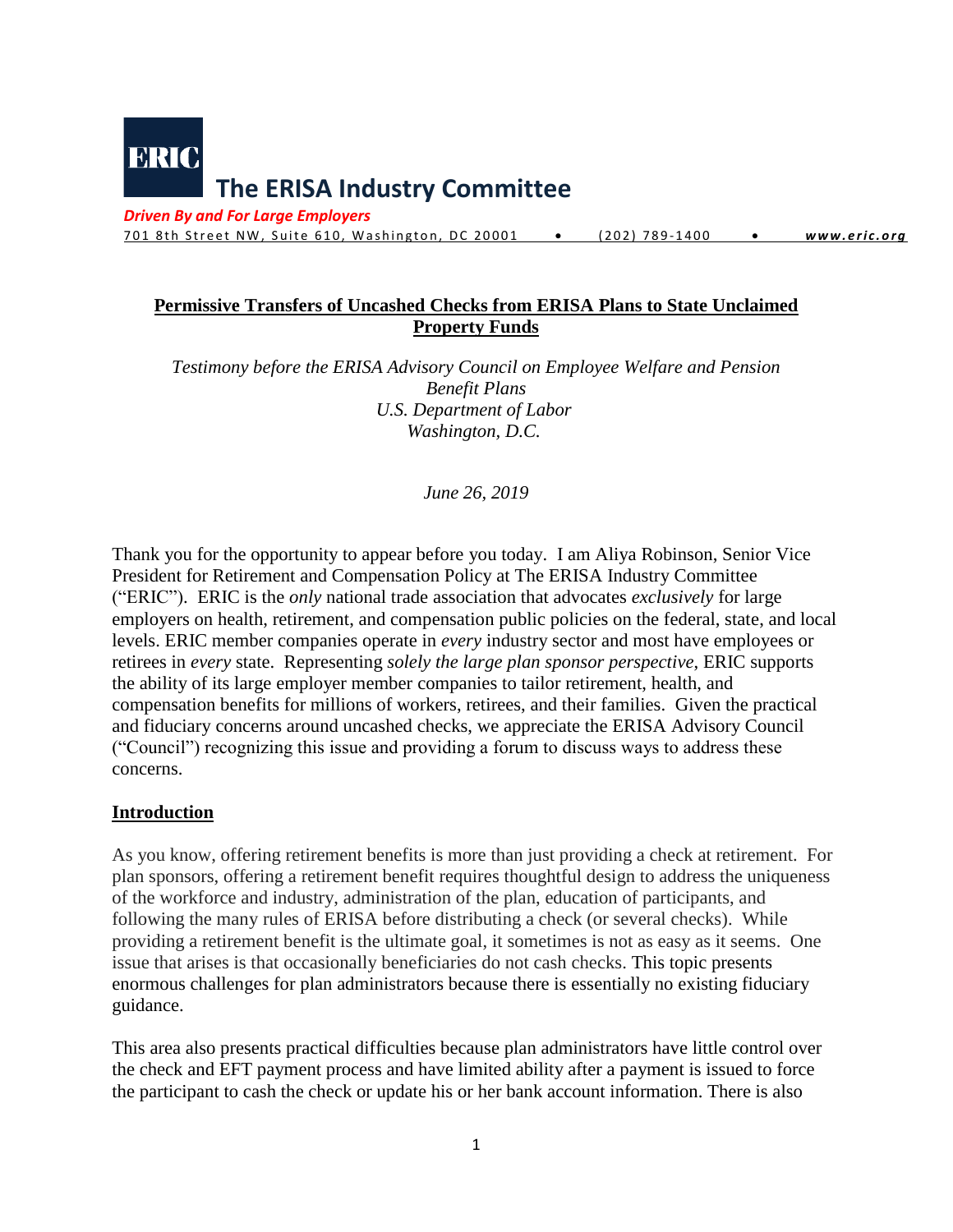**ERIC** **The ERISA Industry Committee**

***Driven By and For Large Employers***

701 8th Street NW, Suite 610, Washington, DC 20001 • (202) 789-1400 • ***www.eric.org***

## Permissive Transfers of Uncashed Checks from ERISA Plans to State Unclaimed Property Funds

*Testimony before the ERISA Advisory Council on Employee Welfare and Pension Benefit Plans*
*U.S. Department of Labor*
*Washington, D.C.*

*June 26, 2019*

Thank you for the opportunity to appear before you today. I am Aliya Robinson, Senior Vice President for Retirement and Compensation Policy at The ERISA Industry Committee ("ERIC"). ERIC is the *only* national trade association that advocates *exclusively* for large employers on health, retirement, and compensation public policies on the federal, state, and local levels. ERIC member companies operate in *every* industry sector and most have employees or retirees in *every* state. Representing *solely the large plan sponsor perspective*, ERIC supports the ability of its large employer member companies to tailor retirement, health, and compensation benefits for millions of workers, retirees, and their families. Given the practical and fiduciary concerns around uncashed checks, we appreciate the ERISA Advisory Council ("Council") recognizing this issue and providing a forum to discuss ways to address these concerns.

### Introduction

As you know, offering retirement benefits is more than just providing a check at retirement. For plan sponsors, offering a retirement benefit requires thoughtful design to address the uniqueness of the workforce and industry, administration of the plan, education of participants, and following the many rules of ERISA before distributing a check (or several checks). While providing a retirement benefit is the ultimate goal, it sometimes is not as easy as it seems. One issue that arises is that occasionally beneficiaries do not cash checks. This topic presents enormous challenges for plan administrators because there is essentially no existing fiduciary guidance.

This area also presents practical difficulties because plan administrators have little control over the check and EFT payment process and have limited ability after a payment is issued to force the participant to cash the check or update his or her bank account information. There is also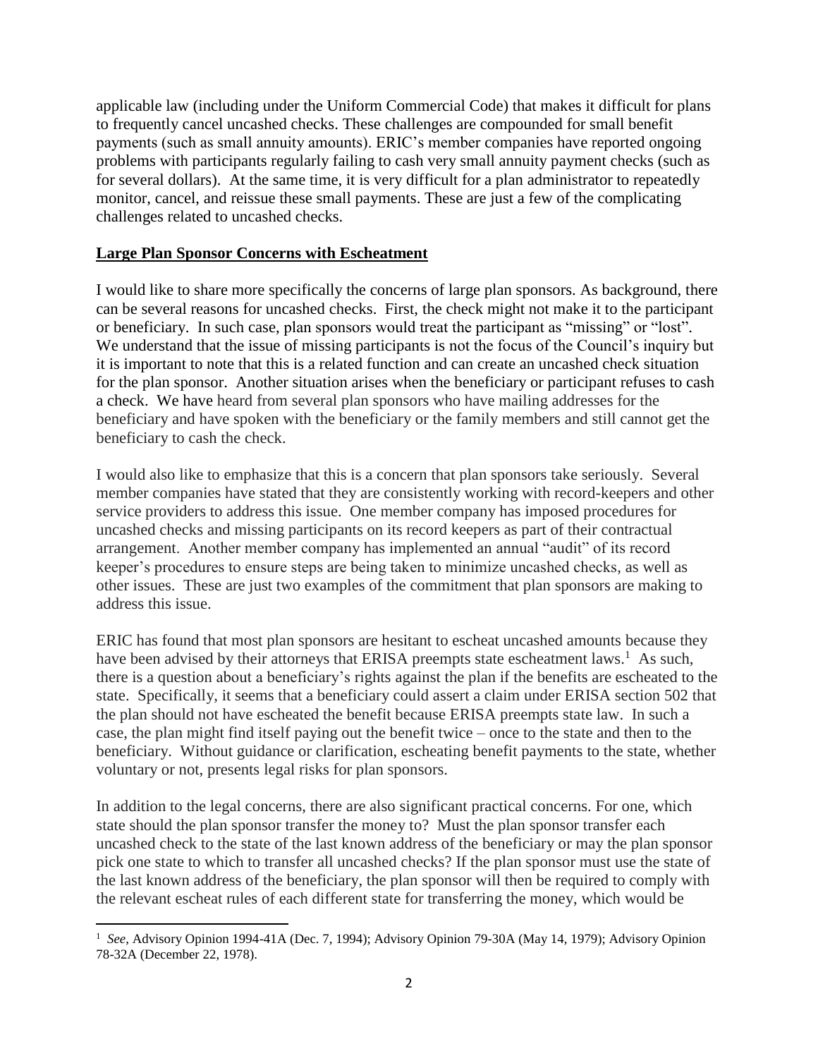applicable law (including under the Uniform Commercial Code) that makes it difficult for plans to frequently cancel uncashed checks. These challenges are compounded for small benefit payments (such as small annuity amounts). ERIC's member companies have reported ongoing problems with participants regularly failing to cash very small annuity payment checks (such as for several dollars). At the same time, it is very difficult for a plan administrator to repeatedly monitor, cancel, and reissue these small payments. These are just a few of the complicating challenges related to uncashed checks.

## **Large Plan Sponsor Concerns with Escheatment**

I would like to share more specifically the concerns of large plan sponsors. As background, there can be several reasons for uncashed checks. First, the check might not make it to the participant or beneficiary. In such case, plan sponsors would treat the participant as "missing" or "lost". We understand that the issue of missing participants is not the focus of the Council's inquiry but it is important to note that this is a related function and can create an uncashed check situation for the plan sponsor. Another situation arises when the beneficiary or participant refuses to cash a check. We have heard from several plan sponsors who have mailing addresses for the beneficiary and have spoken with the beneficiary or the family members and still cannot get the beneficiary to cash the check.

I would also like to emphasize that this is a concern that plan sponsors take seriously. Several member companies have stated that they are consistently working with record-keepers and other service providers to address this issue. One member company has imposed procedures for uncashed checks and missing participants on its record keepers as part of their contractual arrangement. Another member company has implemented an annual "audit" of its record keeper's procedures to ensure steps are being taken to minimize uncashed checks, as well as other issues. These are just two examples of the commitment that plan sponsors are making to address this issue.

ERIC has found that most plan sponsors are hesitant to escheat uncashed amounts because they have been advised by their attorneys that ERISA preempts state escheatment laws.[1] As such, there is a question about a beneficiary's rights against the plan if the benefits are escheated to the state. Specifically, it seems that a beneficiary could assert a claim under ERISA section 502 that the plan should not have escheated the benefit because ERISA preempts state law. In such a case, the plan might find itself paying out the benefit twice – once to the state and then to the beneficiary. Without guidance or clarification, escheating benefit payments to the state, whether voluntary or not, presents legal risks for plan sponsors.

In addition to the legal concerns, there are also significant practical concerns. For one, which state should the plan sponsor transfer the money to? Must the plan sponsor transfer each uncashed check to the state of the last known address of the beneficiary or may the plan sponsor pick one state to which to transfer all uncashed checks? If the plan sponsor must use the state of the last known address of the beneficiary, the plan sponsor will then be required to comply with the relevant escheat rules of each different state for transferring the money, which would be

[1] *See*, Advisory Opinion 1994-41A (Dec. 7, 1994); Advisory Opinion 79-30A (May 14, 1979); Advisory Opinion 78-32A (December 22, 1978).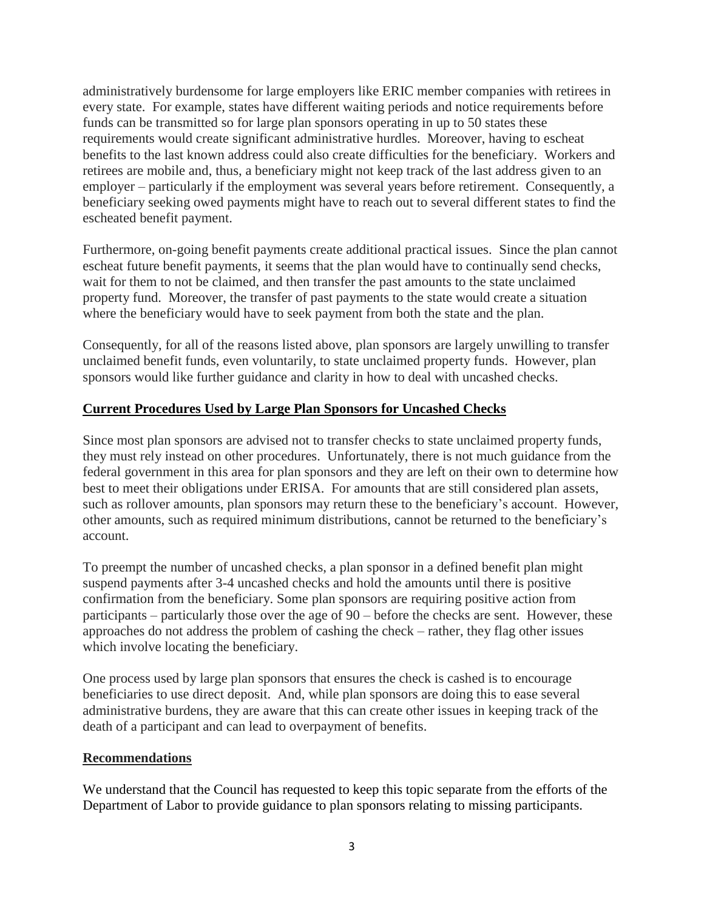administratively burdensome for large employers like ERIC member companies with retirees in every state. For example, states have different waiting periods and notice requirements before funds can be transmitted so for large plan sponsors operating in up to 50 states these requirements would create significant administrative hurdles. Moreover, having to escheat benefits to the last known address could also create difficulties for the beneficiary. Workers and retirees are mobile and, thus, a beneficiary might not keep track of the last address given to an employer – particularly if the employment was several years before retirement. Consequently, a beneficiary seeking owed payments might have to reach out to several different states to find the escheated benefit payment.

Furthermore, on-going benefit payments create additional practical issues. Since the plan cannot escheat future benefit payments, it seems that the plan would have to continually send checks, wait for them to not be claimed, and then transfer the past amounts to the state unclaimed property fund. Moreover, the transfer of past payments to the state would create a situation where the beneficiary would have to seek payment from both the state and the plan.

Consequently, for all of the reasons listed above, plan sponsors are largely unwilling to transfer unclaimed benefit funds, even voluntarily, to state unclaimed property funds. However, plan sponsors would like further guidance and clarity in how to deal with uncashed checks.

## Current Procedures Used by Large Plan Sponsors for Uncashed Checks

Since most plan sponsors are advised not to transfer checks to state unclaimed property funds, they must rely instead on other procedures. Unfortunately, there is not much guidance from the federal government in this area for plan sponsors and they are left on their own to determine how best to meet their obligations under ERISA. For amounts that are still considered plan assets, such as rollover amounts, plan sponsors may return these to the beneficiary's account. However, other amounts, such as required minimum distributions, cannot be returned to the beneficiary's account.

To preempt the number of uncashed checks, a plan sponsor in a defined benefit plan might suspend payments after 3-4 uncashed checks and hold the amounts until there is positive confirmation from the beneficiary. Some plan sponsors are requiring positive action from participants – particularly those over the age of 90 – before the checks are sent. However, these approaches do not address the problem of cashing the check – rather, they flag other issues which involve locating the beneficiary.

One process used by large plan sponsors that ensures the check is cashed is to encourage beneficiaries to use direct deposit. And, while plan sponsors are doing this to ease several administrative burdens, they are aware that this can create other issues in keeping track of the death of a participant and can lead to overpayment of benefits.

## Recommendations

We understand that the Council has requested to keep this topic separate from the efforts of the Department of Labor to provide guidance to plan sponsors relating to missing participants.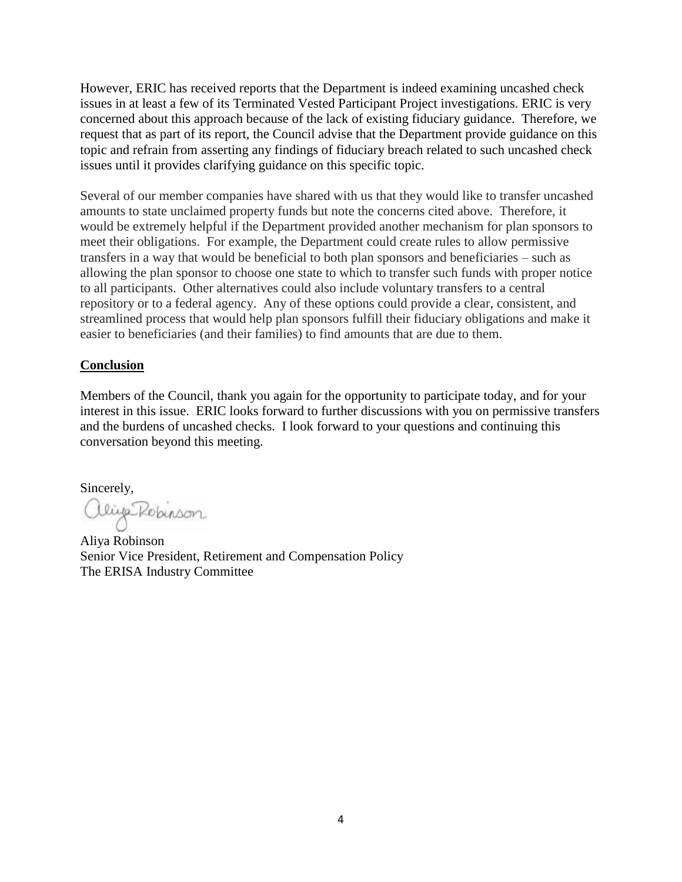However, ERIC has received reports that the Department is indeed examining uncashed check issues in at least a few of its Terminated Vested Participant Project investigations. ERIC is very concerned about this approach because of the lack of existing fiduciary guidance. Therefore, we request that as part of its report, the Council advise that the Department provide guidance on this topic and refrain from asserting any findings of fiduciary breach related to such uncashed check issues until it provides clarifying guidance on this specific topic.

Several of our member companies have shared with us that they would like to transfer uncashed amounts to state unclaimed property funds but note the concerns cited above. Therefore, it would be extremely helpful if the Department provided another mechanism for plan sponsors to meet their obligations. For example, the Department could create rules to allow permissive transfers in a way that would be beneficial to both plan sponsors and beneficiaries – such as allowing the plan sponsor to choose one state to which to transfer such funds with proper notice to all participants. Other alternatives could also include voluntary transfers to a central repository or to a federal agency. Any of these options could provide a clear, consistent, and streamlined process that would help plan sponsors fulfill their fiduciary obligations and make it easier to beneficiaries (and their families) to find amounts that are due to them.

**Conclusion**

Members of the Council, thank you again for the opportunity to participate today, and for your interest in this issue. ERIC looks forward to further discussions with you on permissive transfers and the burdens of uncashed checks. I look forward to your questions and continuing this conversation beyond this meeting.

Sincerely,

Aliya Robinson

Aliya Robinson
Senior Vice President, Retirement and Compensation Policy
The ERISA Industry Committee